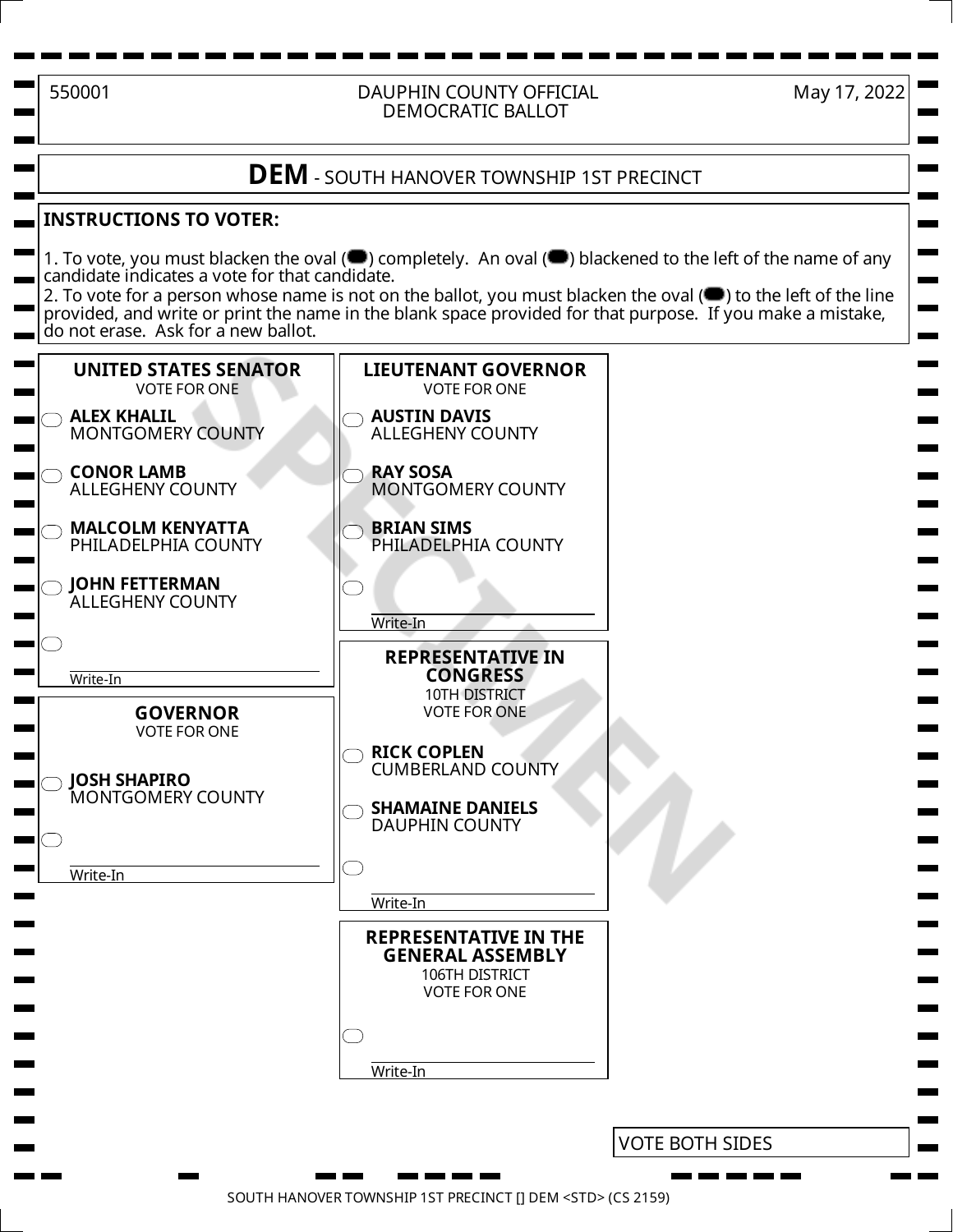550001

DAUPHIN COUNTY OFFICIAL
DEMOCRATIC BALLOT

May 17, 2022

# DEM - SOUTH HANOVER TOWNSHIP 1ST PRECINCT

**INSTRUCTIONS TO VOTER:**

1. To vote, you must blacken the oval (⬬) completely. An oval (⬬) blackened to the left of the name of any candidate indicates a vote for that candidate.
2. To vote for a person whose name is not on the ballot, you must blacken the oval (⬬) to the left of the line provided, and write or print the name in the blank space provided for that purpose. If you make a mistake, do not erase. Ask for a new ballot.

## UNITED STATES SENATOR
VOTE FOR ONE

- ⬭ **ALEX KHALIL** MONTGOMERY COUNTY
- ⬭ **CONOR LAMB** ALLEGHENY COUNTY
- ⬭ **MALCOLM KENYATTA** PHILADELPHIA COUNTY
- ⬭ **JOHN FETTERMAN** ALLEGHENY COUNTY
- ⬭ ______ Write-In

## GOVERNOR
VOTE FOR ONE

- ⬭ **JOSH SHAPIRO** MONTGOMERY COUNTY
- ⬭ ______ Write-In

## LIEUTENANT GOVERNOR
VOTE FOR ONE

- ⬭ **AUSTIN DAVIS** ALLEGHENY COUNTY
- ⬭ **RAY SOSA** MONTGOMERY COUNTY
- ⬭ **BRIAN SIMS** PHILADELPHIA COUNTY
- ⬭ ______ Write-In

## REPRESENTATIVE IN CONGRESS
10TH DISTRICT
VOTE FOR ONE

- ⬭ **RICK COPLEN** CUMBERLAND COUNTY
- ⬭ **SHAMAINE DANIELS** DAUPHIN COUNTY
- ⬭ ______ Write-In

## REPRESENTATIVE IN THE GENERAL ASSEMBLY
106TH DISTRICT
VOTE FOR ONE

- ⬭ ______ Write-In

VOTE BOTH SIDES

SOUTH HANOVER TOWNSHIP 1ST PRECINCT [] DEM <STD> (CS 2159)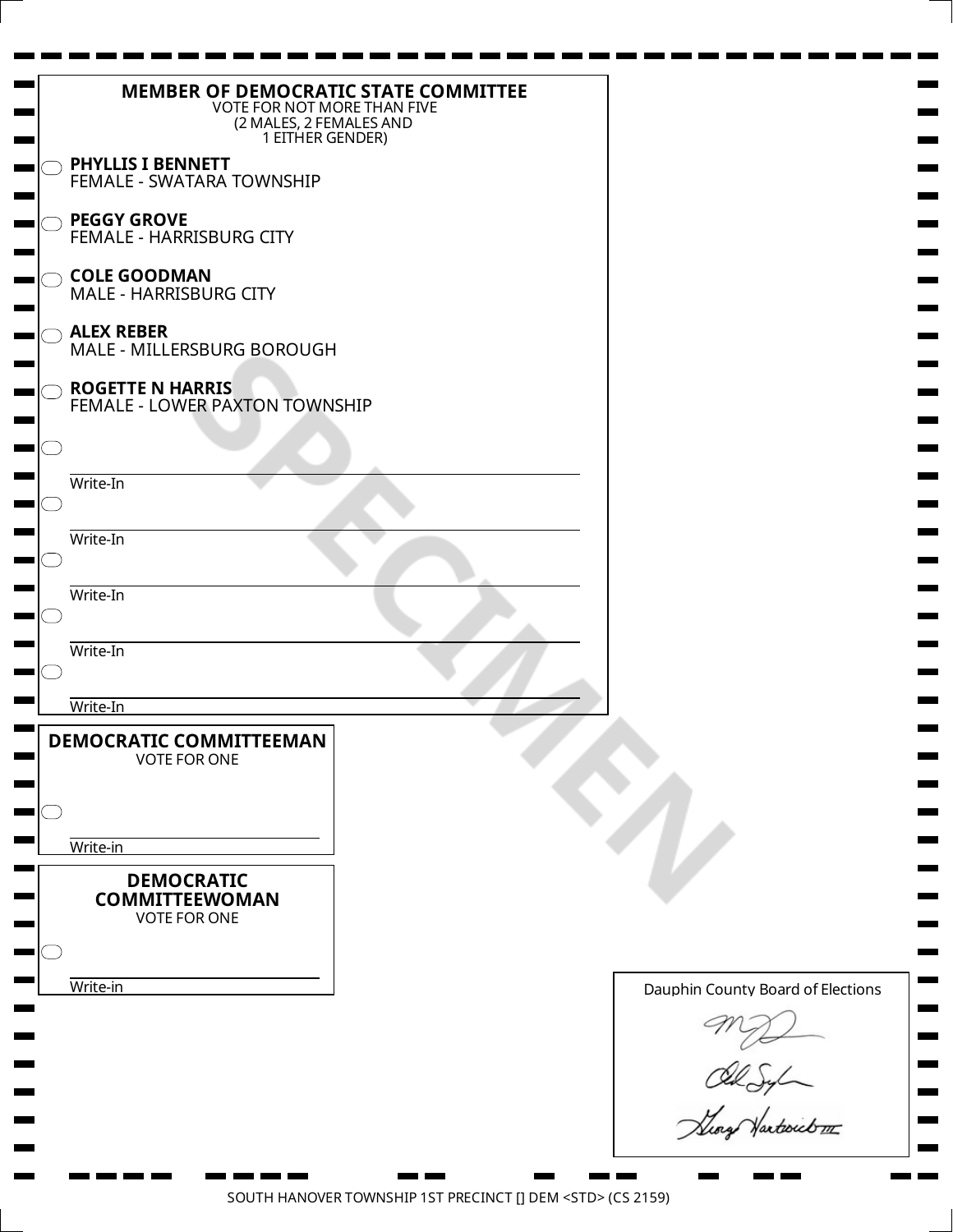## MEMBER OF DEMOCRATIC STATE COMMITTEE

VOTE FOR NOT MORE THAN FIVE
(2 MALES, 2 FEMALES AND
1 EITHER GENDER)

- ⬭ **PHYLLIS I BENNETT**
  FEMALE - SWATARA TOWNSHIP
- ⬭ **PEGGY GROVE**
  FEMALE - HARRISBURG CITY
- ⬭ **COLE GOODMAN**
  MALE - HARRISBURG CITY
- ⬭ **ALEX REBER**
  MALE - MILLERSBURG BOROUGH
- ⬭ **ROGETTE N HARRIS**
  FEMALE - LOWER PAXTON TOWNSHIP
- ⬭ ____________________ Write-In
- ⬭ ____________________ Write-In
- ⬭ ____________________ Write-In
- ⬭ ____________________ Write-In
- ⬭ ____________________ Write-In

## DEMOCRATIC COMMITTEEMAN

VOTE FOR ONE

- ⬭ ____________________ Write-in

## DEMOCRATIC COMMITTEEWOMAN

VOTE FOR ONE

- ⬭ ____________________ Write-in

SPECIMEN

Dauphin County Board of Elections

SOUTH HANOVER TOWNSHIP 1ST PRECINCT [] DEM <STD> (CS 2159)